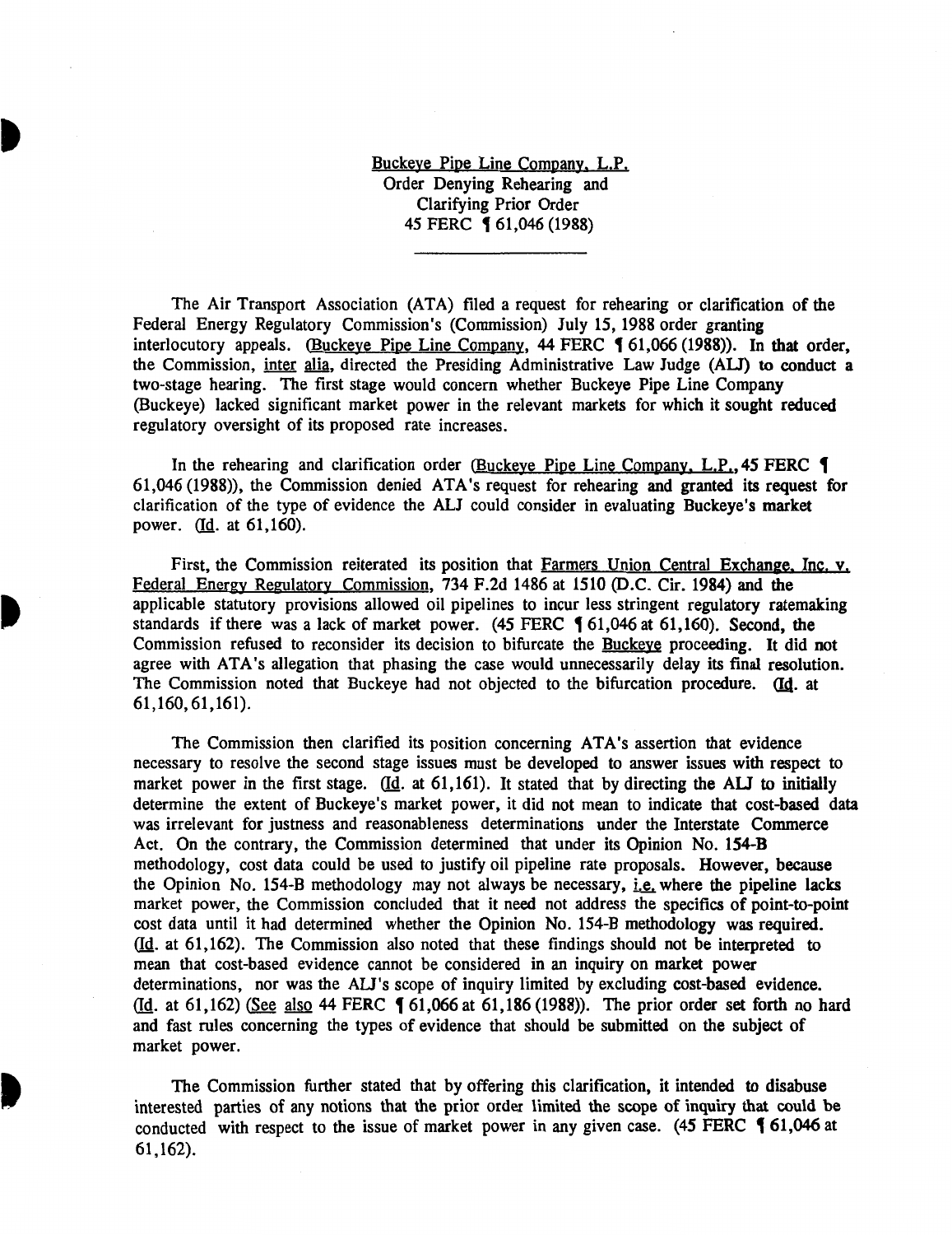Buckeye Pipe Line Company, L.P.
Order Denying Rehearing and Clarifying Prior Order
45 FERC ¶ 61,046 (1988)

---

The Air Transport Association (ATA) filed a request for rehearing or clarification of the Federal Energy Regulatory Commission's (Commission) July 15, 1988 order granting interlocutory appeals. (Buckeye Pipe Line Company, 44 FERC ¶ 61,066 (1988)). In that order, the Commission, inter alia, directed the Presiding Administrative Law Judge (ALJ) to conduct a two-stage hearing. The first stage would concern whether Buckeye Pipe Line Company (Buckeye) lacked significant market power in the relevant markets for which it sought reduced regulatory oversight of its proposed rate increases.

In the rehearing and clarification order (Buckeye Pipe Line Company, L.P., 45 FERC ¶ 61,046 (1988)), the Commission denied ATA's request for rehearing and granted its request for clarification of the type of evidence the ALJ could consider in evaluating Buckeye's market power. (Id. at 61,160).

First, the Commission reiterated its position that Farmers Union Central Exchange, Inc. v. Federal Energy Regulatory Commission, 734 F.2d 1486 at 1510 (D.C. Cir. 1984) and the applicable statutory provisions allowed oil pipelines to incur less stringent regulatory ratemaking standards if there was a lack of market power. (45 FERC ¶ 61,046 at 61,160). Second, the Commission refused to reconsider its decision to bifurcate the Buckeye proceeding. It did not agree with ATA's allegation that phasing the case would unnecessarily delay its final resolution. The Commission noted that Buckeye had not objected to the bifurcation procedure. (Id. at 61,160, 61,161).

The Commission then clarified its position concerning ATA's assertion that evidence necessary to resolve the second stage issues must be developed to answer issues with respect to market power in the first stage. (Id. at 61,161). It stated that by directing the ALJ to initially determine the extent of Buckeye's market power, it did not mean to indicate that cost-based data was irrelevant for justness and reasonableness determinations under the Interstate Commerce Act. On the contrary, the Commission determined that under its Opinion No. 154-B methodology, cost data could be used to justify oil pipeline rate proposals. However, because the Opinion No. 154-B methodology may not always be necessary, i.e. where the pipeline lacks market power, the Commission concluded that it need not address the specifics of point-to-point cost data until it had determined whether the Opinion No. 154-B methodology was required. (Id. at 61,162). The Commission also noted that these findings should not be interpreted to mean that cost-based evidence cannot be considered in an inquiry on market power determinations, nor was the ALJ's scope of inquiry limited by excluding cost-based evidence. (Id. at 61,162) (See also 44 FERC ¶ 61,066 at 61,186 (1988)). The prior order set forth no hard and fast rules concerning the types of evidence that should be submitted on the subject of market power.

The Commission further stated that by offering this clarification, it intended to disabuse interested parties of any notions that the prior order limited the scope of inquiry that could be conducted with respect to the issue of market power in any given case. (45 FERC ¶ 61,046 at 61,162).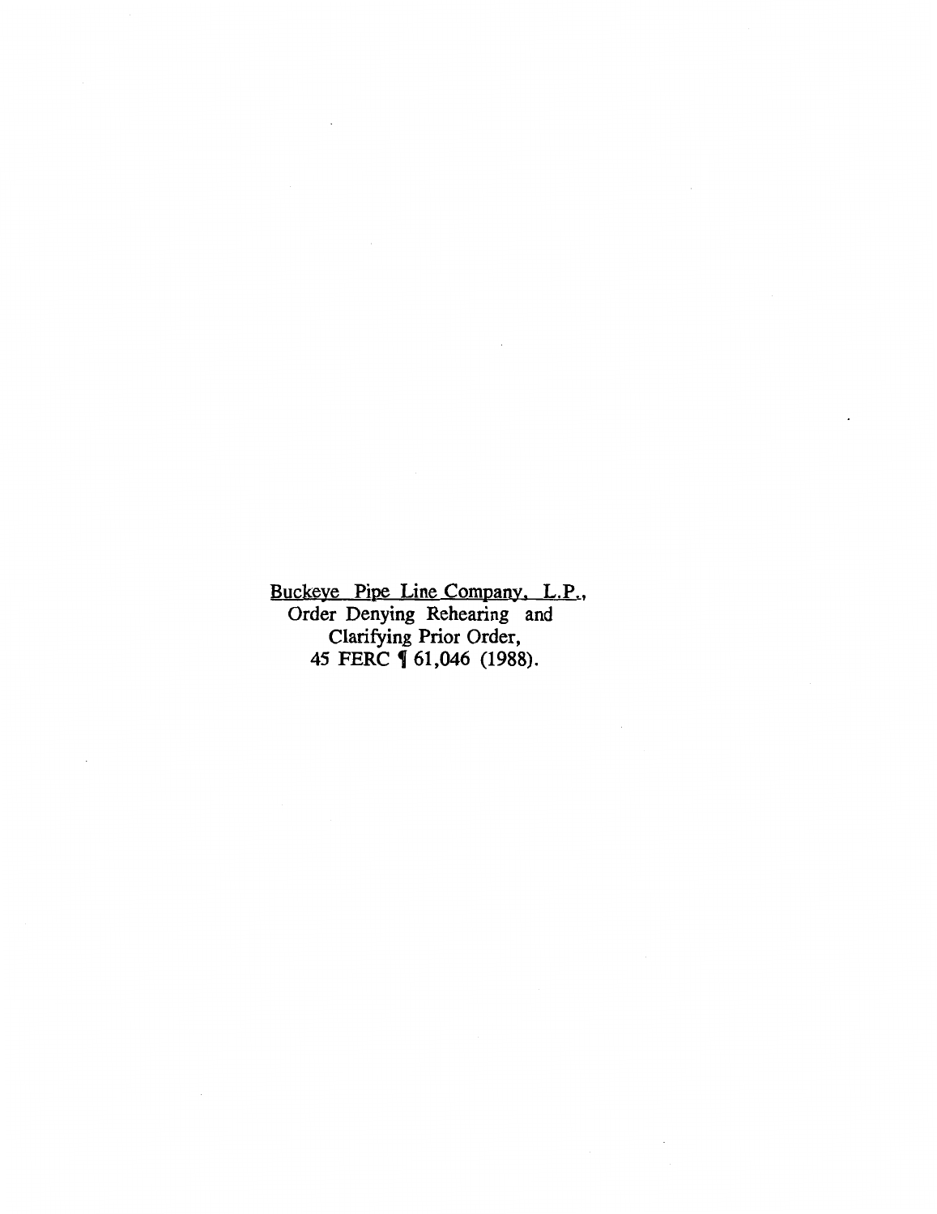Buckeye Pipe Line Company, L.P.,
Order Denying Rehearing and
Clarifying Prior Order,
45 FERC ¶ 61,046 (1988).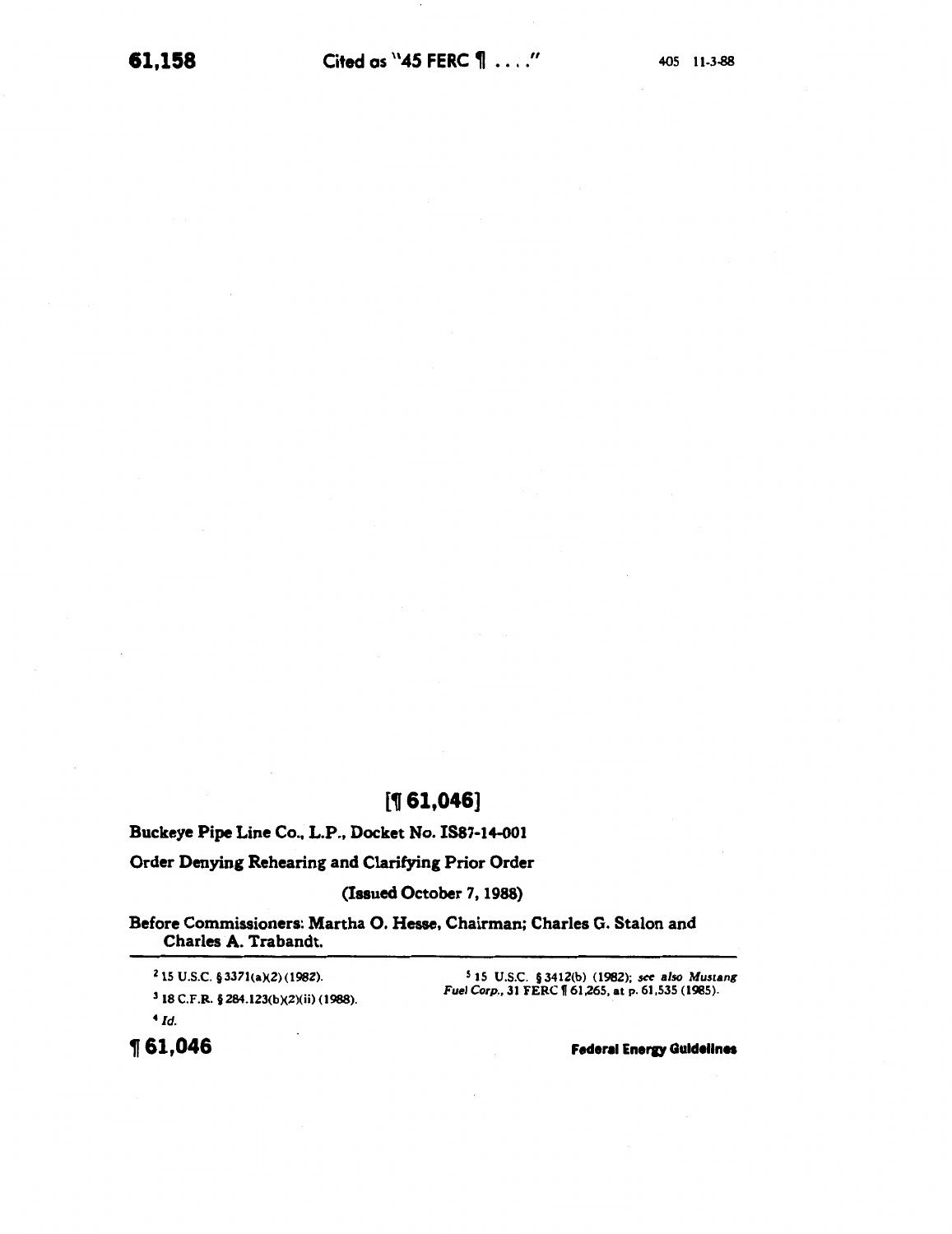# [¶ 61,046]

**Buckeye Pipe Line Co., L.P., Docket No. IS87-14-001**

**Order Denying Rehearing and Clarifying Prior Order**

**(Issued October 7, 1988)**

**Before Commissioners: Martha O. Hesse, Chairman; Charles G. Stalon and Charles A. Trabandt.**

---

[2] 15 U.S.C. § 3371(a)(2) (1982).

[3] 18 C.F.R. § 284.123(b)(2)(ii) (1988).

[4] *Id.*

[5] 15 U.S.C. § 3412(b) (1982); *see also Mustang Fuel Corp.*, 31 FERC ¶ 61,265, at p. 61,535 (1985).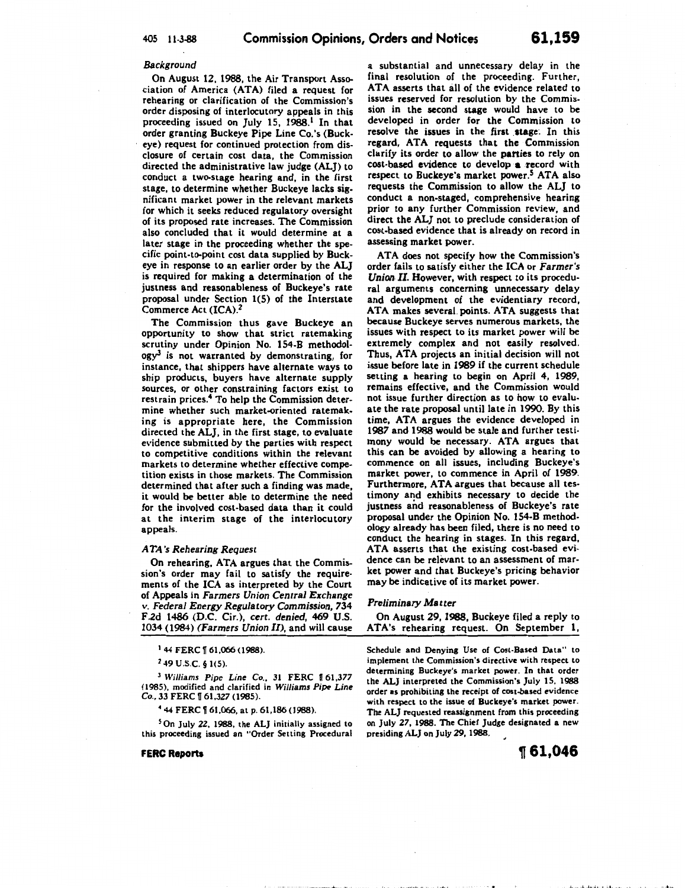*Background*

On August 12, 1988, the Air Transport Association of America (ATA) filed a request for rehearing or clarification of the Commission's order disposing of interlocutory appeals in this proceeding issued on July 15, 1988.[1] In that order granting Buckeye Pipe Line Co.'s (Buckeye) request for continued protection from disclosure of certain cost data, the Commission directed the administrative law judge (ALJ) to conduct a two-stage hearing and, in the first stage, to determine whether Buckeye lacks significant market power in the relevant markets for which it seeks reduced regulatory oversight of its proposed rate increases. The Commission also concluded that it would determine at a later stage in the proceeding whether the specific point-to-point cost data supplied by Buckeye in response to an earlier order by the ALJ is required for making a determination of the justness and reasonableness of Buckeye's rate proposal under Section 1(5) of the Interstate Commerce Act (ICA).[2]

The Commission thus gave Buckeye an opportunity to show that strict ratemaking scrutiny under Opinion No. 154-B methodology[3] is not warranted by demonstrating, for instance, that shippers have alternate ways to ship products, buyers have alternate supply sources, or other constraining factors exist to restrain prices.[4] To help the Commission determine whether such market-oriented ratemaking is appropriate here, the Commission directed the ALJ, in the first stage, to evaluate evidence submitted by the parties with respect to competitive conditions within the relevant markets to determine whether effective competition exists in those markets. The Commission determined that after such a finding was made, it would be better able to determine the need for the involved cost-based data than it could at the interim stage of the interlocutory appeals.

*ATA's Rehearing Request*

On rehearing, ATA argues that the Commission's order may fail to satisfy the requirements of the ICA as interpreted by the Court of Appeals in *Farmers Union Central Exchange v. Federal Energy Regulatory Commission*, 734 F.2d 1486 (D.C. Cir.), *cert. denied*, 469 U.S. 1034 (1984) *(Farmers Union II)*, and will cause a substantial and unnecessary delay in the final resolution of the proceeding. Further, ATA asserts that all of the evidence related to issues reserved for resolution by the Commission in the second stage would have to be developed in order for the Commission to resolve the issues in the first stage. In this regard, ATA requests that the Commission clarify its order to allow the parties to rely on cost-based evidence to develop a record with respect to Buckeye's market power.[5] ATA also requests the Commission to allow the ALJ to conduct a non-staged, comprehensive hearing prior to any further Commission review, and direct the ALJ not to preclude consideration of cost-based evidence that is already on record in assessing market power.

ATA does not specify how the Commission's order fails to satisfy either the ICA or *Farmer's Union II*. However, with respect to its procedural arguments concerning unnecessary delay and development of the evidentiary record, ATA makes several points. ATA suggests that because Buckeye serves numerous markets, the issues with respect to its market power will be extremely complex and not easily resolved. Thus, ATA projects an initial decision will not issue before late in 1989 if the current schedule setting a hearing to begin on April 4, 1989, remains effective, and the Commission would not issue further direction as to how to evaluate the rate proposal until late in 1990. By this time, ATA argues the evidence developed in 1987 and 1988 would be stale and further testimony would be necessary. ATA argues that this can be avoided by allowing a hearing to commence on all issues, including Buckeye's market power, to commence in April of 1989. Furthermore, ATA argues that because all testimony and exhibits necessary to decide the justness and reasonableness of Buckeye's rate proposal under the Opinion No. 154-B methodology already has been filed, there is no need to conduct the hearing in stages. In this regard, ATA asserts that the existing cost-based evidence can be relevant to an assessment of market power and that Buckeye's pricing behavior may be indicative of its market power.

*Preliminary Matter*

On August 29, 1988, Buckeye filed a reply to ATA's rehearing request. On September 1,

---

[1] 44 FERC ¶ 61,066 (1988).

[2] 49 U.S.C. § 1(5).

[3] *Williams Pipe Line Co.*, 31 FERC ¶ 61,377 (1985), modified and clarified in *Williams Pipe Line Co.*, 33 FERC ¶ 61,327 (1985).

[4] 44 FERC ¶ 61,066, at p. 61,186 (1988).

[5] On July 22, 1988, the ALJ initially assigned to this proceeding issued an "Order Setting Procedural Schedule and Denying Use of Cost-Based Data" to implement the Commission's directive with respect to determining Buckeye's market power. In that order the ALJ interpreted the Commission's July 15, 1988 order as prohibiting the receipt of cost-based evidence with respect to the issue of Buckeye's market power. The ALJ requested reassignment from this proceeding on July 27, 1988. The Chief Judge designated a new presiding ALJ on July 29, 1988.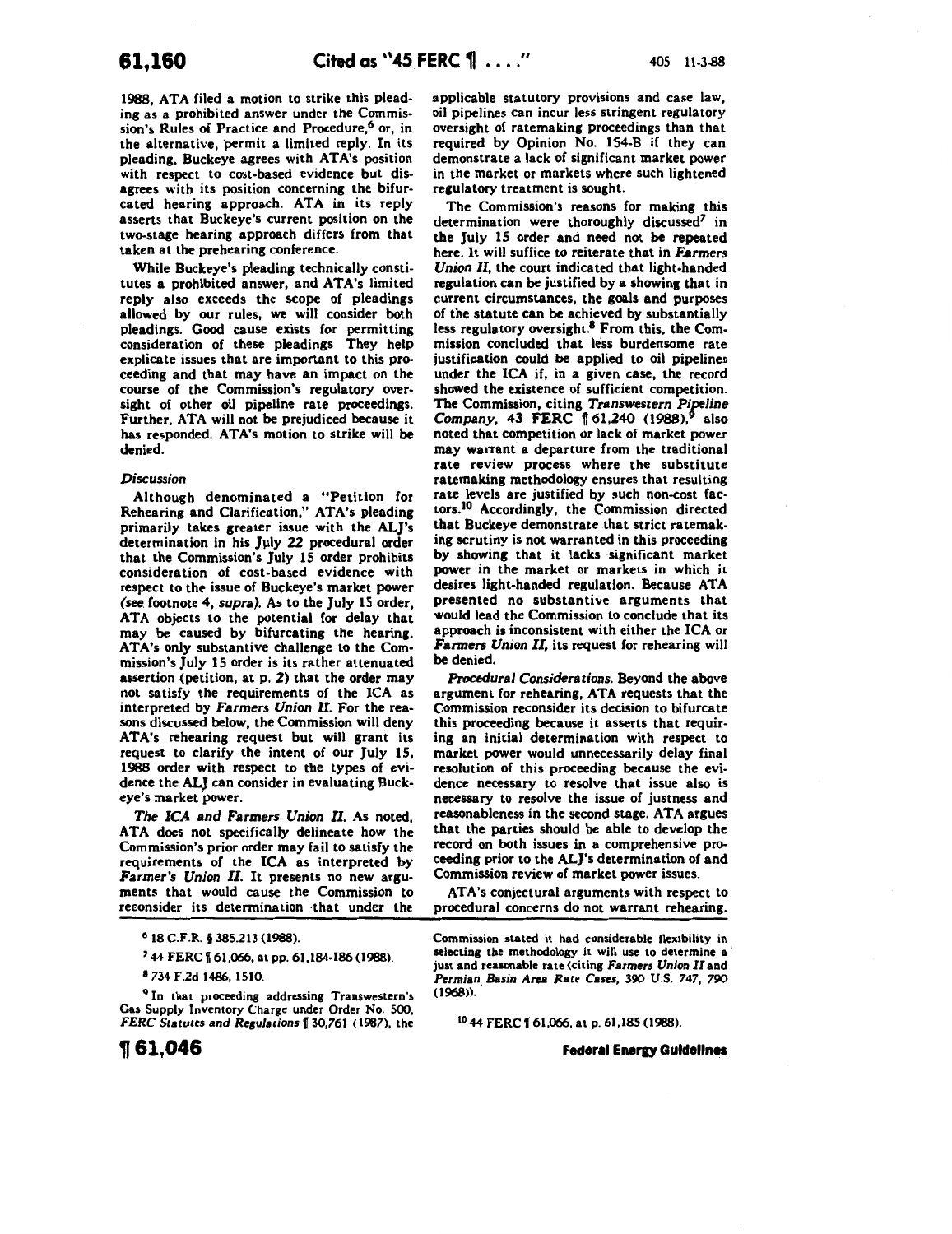1988, ATA filed a motion to strike this pleading as a prohibited answer under the Commission's Rules of Practice and Procedure,[6] or, in the alternative, permit a limited reply. In its pleading, Buckeye agrees with ATA's position with respect to cost-based evidence but disagrees with its position concerning the bifurcated hearing approach. ATA in its reply asserts that Buckeye's current position on the two-stage hearing approach differs from that taken at the prehearing conference.

While Buckeye's pleading technically constitutes a prohibited answer, and ATA's limited reply also exceeds the scope of pleadings allowed by our rules, we will consider both pleadings. Good cause exists for permitting consideration of these pleadings They help explicate issues that are important to this proceeding and that may have an impact on the course of the Commission's regulatory oversight of other oil pipeline rate proceedings. Further, ATA will not be prejudiced because it has responded. ATA's motion to strike will be denied.

### *Discussion*

Although denominated a "Petition for Rehearing and Clarification," ATA's pleading primarily takes greater issue with the ALJ's determination in his July 22 procedural order that the Commission's July 15 order prohibits consideration of cost-based evidence with respect to the issue of Buckeye's market power (*see* footnote 4, *supra*). As to the July 15 order, ATA objects to the potential for delay that may be caused by bifurcating the hearing. ATA's only substantive challenge to the Commission's July 15 order is its rather attenuated assertion (petition, at p. 2) that the order may not satisfy the requirements of the ICA as interpreted by *Farmers Union II*. For the reasons discussed below, the Commission will deny ATA's rehearing request but will grant its request to clarify the intent of our July 15, 1988 order with respect to the types of evidence the ALJ can consider in evaluating Buckeye's market power.

*The ICA and Farmers Union II.* As noted, ATA does not specifically delineate how the Commission's prior order may fail to satisfy the requirements of the ICA as interpreted by *Farmer's Union II*. It presents no new arguments that would cause the Commission to reconsider its determination that under the applicable statutory provisions and case law, oil pipelines can incur less stringent regulatory oversight of ratemaking proceedings than that required by Opinion No. 154-B if they can demonstrate a lack of significant market power in the market or markets where such lightened regulatory treatment is sought.

The Commission's reasons for making this determination were thoroughly discussed[7] in the July 15 order and need not be repeated here. It will suffice to reiterate that in *Farmers Union II*, the court indicated that light-handed regulation can be justified by a showing that in current circumstances, the goals and purposes of the statute can be achieved by substantially less regulatory oversight.[8] From this, the Commission concluded that less burdensome rate justification could be applied to oil pipelines under the ICA if, in a given case, the record showed the existence of sufficient competition. The Commission, citing *Transwestern Pipeline Company*, 43 FERC ¶ 61,240 (1988),[9] also noted that competition or lack of market power may warrant a departure from the traditional rate review process where the substitute ratemaking methodology ensures that resulting rate levels are justified by such non-cost factors.[10] Accordingly, the Commission directed that Buckeye demonstrate that strict ratemaking scrutiny is not warranted in this proceeding by showing that it lacks significant market power in the market or markets in which it desires light-handed regulation. Because ATA presented no substantive arguments that would lead the Commission to conclude that its approach is inconsistent with either the ICA or *Farmers Union II*, its request for rehearing will be denied.

*Procedural Considerations.* Beyond the above argument for rehearing, ATA requests that the Commission reconsider its decision to bifurcate this proceeding because it asserts that requiring an initial determination with respect to market power would unnecessarily delay final resolution of this proceeding because the evidence necessary to resolve that issue also is necessary to resolve the issue of justness and reasonableness in the second stage. ATA argues that the parties should be able to develop the record on both issues in a comprehensive proceeding prior to the ALJ's determination of and Commission review of market power issues.

ATA's conjectural arguments with respect to procedural concerns do not warrant rehearing.

---

[6] 18 C.F.R. § 385.213 (1988).

[7] 44 FERC ¶ 61,066, at pp. 61,184-186 (1988).

[8] 734 F.2d 1486, 1510.

[9] In that proceeding addressing Transwestern's Gas Supply Inventory Charge under Order No. 500, *FERC Statutes and Regulations* ¶ 30,761 (1987), the Commission stated it had considerable flexibility in selecting the methodology it will use to determine a just and reasonable rate (citing *Farmers Union II* and *Permian Basin Area Rate Cases*, 390 U.S. 747, 790 (1968)).

[10] 44 FERC ¶ 61,066, at p. 61,185 (1988).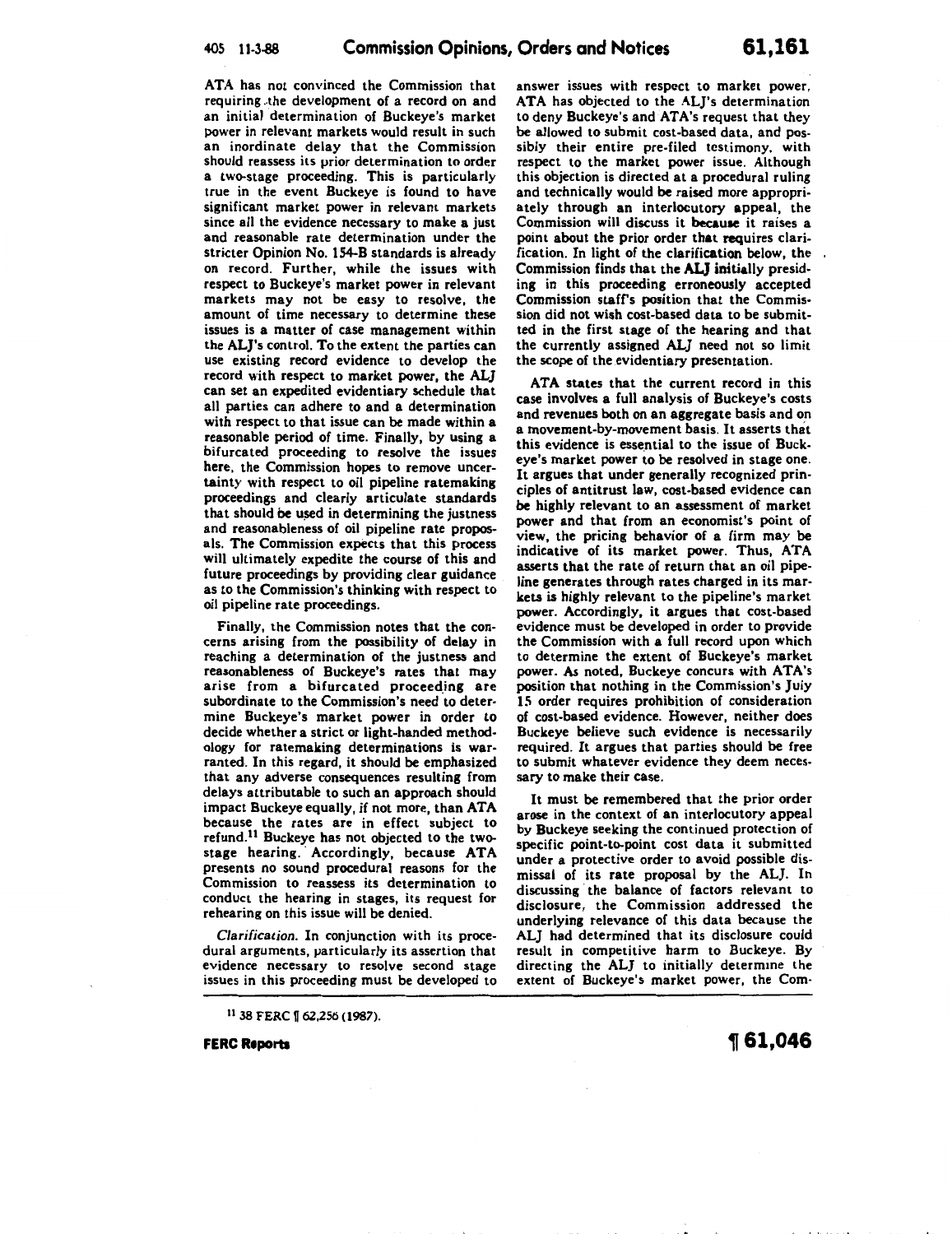ATA has not convinced the Commission that requiring the development of a record on and an initial determination of Buckeye's market power in relevant markets would result in such an inordinate delay that the Commission should reassess its prior determination to order a two-stage proceeding. This is particularly true in the event Buckeye is found to have significant market power in relevant markets since all the evidence necessary to make a just and reasonable rate determination under the stricter Opinion No. 154-B standards is already on record. Further, while the issues with respect to Buckeye's market power in relevant markets may not be easy to resolve, the amount of time necessary to determine these issues is a matter of case management within the ALJ's control. To the extent the parties can use existing record evidence to develop the record with respect to market power, the ALJ can set an expedited evidentiary schedule that all parties can adhere to and a determination with respect to that issue can be made within a reasonable period of time. Finally, by using a bifurcated proceeding to resolve the issues here, the Commission hopes to remove uncertainty with respect to oil pipeline ratemaking proceedings and clearly articulate standards that should be used in determining the justness and reasonableness of oil pipeline rate proposals. The Commission expects that this process will ultimately expedite the course of this and future proceedings by providing clear guidance as to the Commission's thinking with respect to oil pipeline rate proceedings.

Finally, the Commission notes that the concerns arising from the possibility of delay in reaching a determination of the justness and reasonableness of Buckeye's rates that may arise from a bifurcated proceeding are subordinate to the Commission's need to determine Buckeye's market power in order to decide whether a strict or light-handed methodology for ratemaking determinations is warranted. In this regard, it should be emphasized that any adverse consequences resulting from delays attributable to such an approach should impact Buckeye equally, if not more, than ATA because the rates are in effect subject to refund.[11] Buckeye has not objected to the two-stage hearing. Accordingly, because ATA presents no sound procedural reasons for the Commission to reassess its determination to conduct the hearing in stages, its request for rehearing on this issue will be denied.

*Clarification.* In conjunction with its procedural arguments, particularly its assertion that evidence necessary to resolve second stage issues in this proceeding must be developed to answer issues with respect to market power, ATA has objected to the ALJ's determination to deny Buckeye's and ATA's request that they be allowed to submit cost-based data, and possibly their entire pre-filed testimony, with respect to the market power issue. Although this objection is directed at a procedural ruling and technically would be raised more appropriately through an interlocutory appeal, the Commission will discuss it because it raises a point about the prior order that requires clarification. In light of the clarification below, the Commission finds that the ALJ initially presiding in this proceeding erroneously accepted Commission staff's position that the Commission did not wish cost-based data to be submitted in the first stage of the hearing and that the currently assigned ALJ need not so limit the scope of the evidentiary presentation.

ATA states that the current record in this case involves a full analysis of Buckeye's costs and revenues both on an aggregate basis and on a movement-by-movement basis. It asserts that this evidence is essential to the issue of Buckeye's market power to be resolved in stage one. It argues that under generally recognized principles of antitrust law, cost-based evidence can be highly relevant to an assessment of market power and that from an economist's point of view, the pricing behavior of a firm may be indicative of its market power. Thus, ATA asserts that the rate of return that an oil pipeline generates through rates charged in its markets is highly relevant to the pipeline's market power. Accordingly, it argues that cost-based evidence must be developed in order to provide the Commission with a full record upon which to determine the extent of Buckeye's market power. As noted, Buckeye concurs with ATA's position that nothing in the Commission's July 15 order requires prohibition of consideration of cost-based evidence. However, neither does Buckeye believe such evidence is necessarily required. It argues that parties should be free to submit whatever evidence they deem necessary to make their case.

It must be remembered that the prior order arose in the context of an interlocutory appeal by Buckeye seeking the continued protection of specific point-to-point cost data it submitted under a protective order to avoid possible dismissal of its rate proposal by the ALJ. In discussing the balance of factors relevant to disclosure, the Commission addressed the underlying relevance of this data because the ALJ had determined that its disclosure could result in competitive harm to Buckeye. By directing the ALJ to initially determine the extent of Buckeye's market power, the Com-

[11] 38 FERC ¶ 62,256 (1987).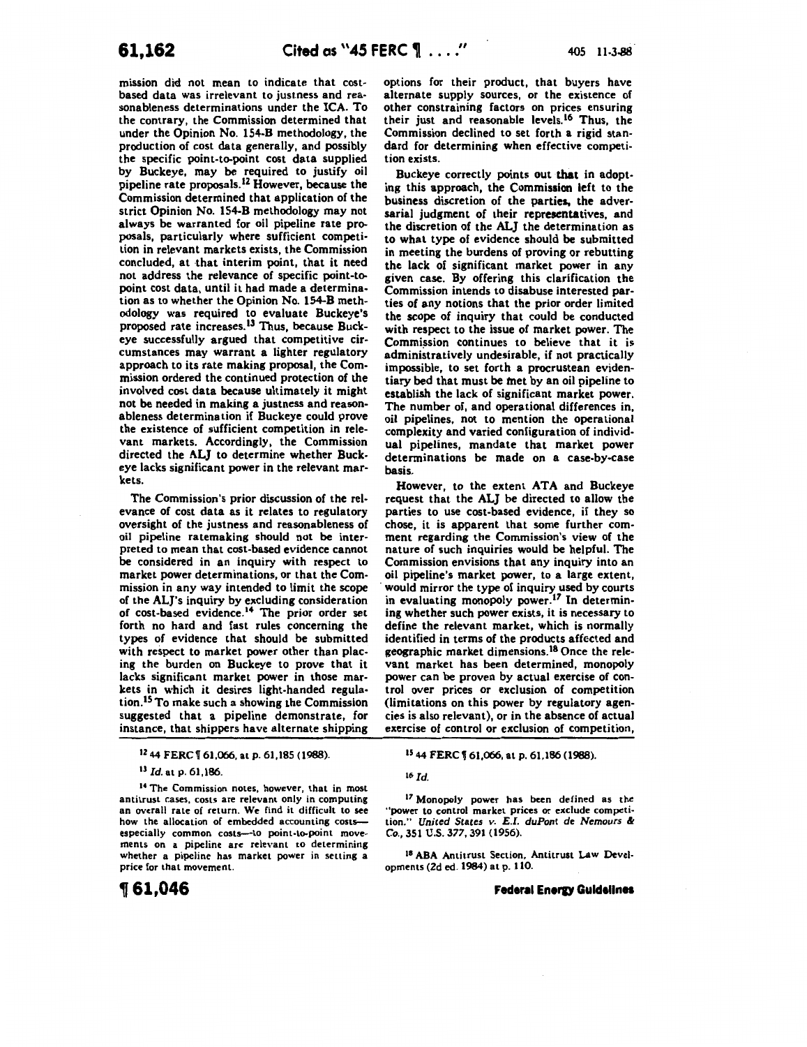mission did not mean to indicate that cost-based data was irrelevant to justness and reasonableness determinations under the ICA. To the contrary, the Commission determined that under the Opinion No. 154-B methodology, the production of cost data generally, and possibly the specific point-to-point cost data supplied by Buckeye, may be required to justify oil pipeline rate proposals.[12] However, because the Commission determined that application of the strict Opinion No. 154-B methodology may not always be warranted for oil pipeline rate proposals, particularly where sufficient competition in relevant markets exists, the Commission concluded, at that interim point, that it need not address the relevance of specific point-to-point cost data, until it had made a determination as to whether the Opinion No. 154-B methodology was required to evaluate Buckeye's proposed rate increases.[13] Thus, because Buckeye successfully argued that competitive circumstances may warrant a lighter regulatory approach to its rate making proposal, the Commission ordered the continued protection of the involved cost data because ultimately it might not be needed in making a justness and reasonableness determination if Buckeye could prove the existence of sufficient competition in relevant markets. Accordingly, the Commission directed the ALJ to determine whether Buckeye lacks significant power in the relevant markets.

The Commission's prior discussion of the relevance of cost data as it relates to regulatory oversight of the justness and reasonableness of oil pipeline ratemaking should not be interpreted to mean that cost-based evidence cannot be considered in an inquiry with respect to market power determinations, or that the Commission in any way intended to limit the scope of the ALJ's inquiry by excluding consideration of cost-based evidence.[14] The prior order set forth no hard and fast rules concerning the types of evidence that should be submitted with respect to market power other than placing the burden on Buckeye to prove that it lacks significant market power in those markets in which it desires light-handed regulation.[15] To make such a showing the Commission suggested that a pipeline demonstrate, for instance, that shippers have alternate shipping options for their product, that buyers have alternate supply sources, or the existence of other constraining factors on prices ensuring their just and reasonable levels.[16] Thus, the Commission declined to set forth a rigid standard for determining when effective competition exists.

Buckeye correctly points out that in adopting this approach, the Commission left to the business discretion of the parties, the adversarial judgment of their representatives, and the discretion of the ALJ the determination as to what type of evidence should be submitted in meeting the burdens of proving or rebutting the lack of significant market power in any given case. By offering this clarification the Commission intends to disabuse interested parties of any notions that the prior order limited the scope of inquiry that could be conducted with respect to the issue of market power. The Commission continues to believe that it is administratively undesirable, if not practically impossible, to set forth a procrustean evidentiary bed that must be met by an oil pipeline to establish the lack of significant market power. The number of, and operational differences in, oil pipelines, not to mention the operational complexity and varied configuration of individual pipelines, mandate that market power determinations be made on a case-by-case basis.

However, to the extent ATA and Buckeye request that the ALJ be directed to allow the parties to use cost-based evidence, if they so chose, it is apparent that some further comment regarding the Commission's view of the nature of such inquiries would be helpful. The Commission envisions that any inquiry into an oil pipeline's market power, to a large extent, would mirror the type of inquiry used by courts in evaluating monopoly power.[17] In determining whether such power exists, it is necessary to define the relevant market, which is normally identified in terms of the products affected and geographic market dimensions.[18] Once the relevant market has been determined, monopoly power can be proven by actual exercise of control over prices or exclusion of competition (limitations on this power by regulatory agencies is also relevant), or in the absence of actual exercise of control or exclusion of competition,

---

[12] 44 FERC ¶ 61,066, at p. 61,185 (1988).

[13] *Id.* at p. 61,186.

[14] The Commission notes, however, that in most antitrust cases, costs are relevant only in computing an overall rate of return. We find it difficult to see how the allocation of embedded accounting costs—especially common costs—to point-to-point movements on a pipeline are relevant to determining whether a pipeline has market power in setting a price for that movement.

[15] 44 FERC ¶ 61,066, at p. 61,186 (1988).

[16] *Id.*

[17] Monopoly power has been defined as the "power to control market prices or exclude competition." *United States v. E.I. duPont de Nemours & Co.*, 351 U.S. 377, 391 (1956).

[18] ABA Antitrust Section, Antitrust Law Developments (2d ed. 1984) at p. 110.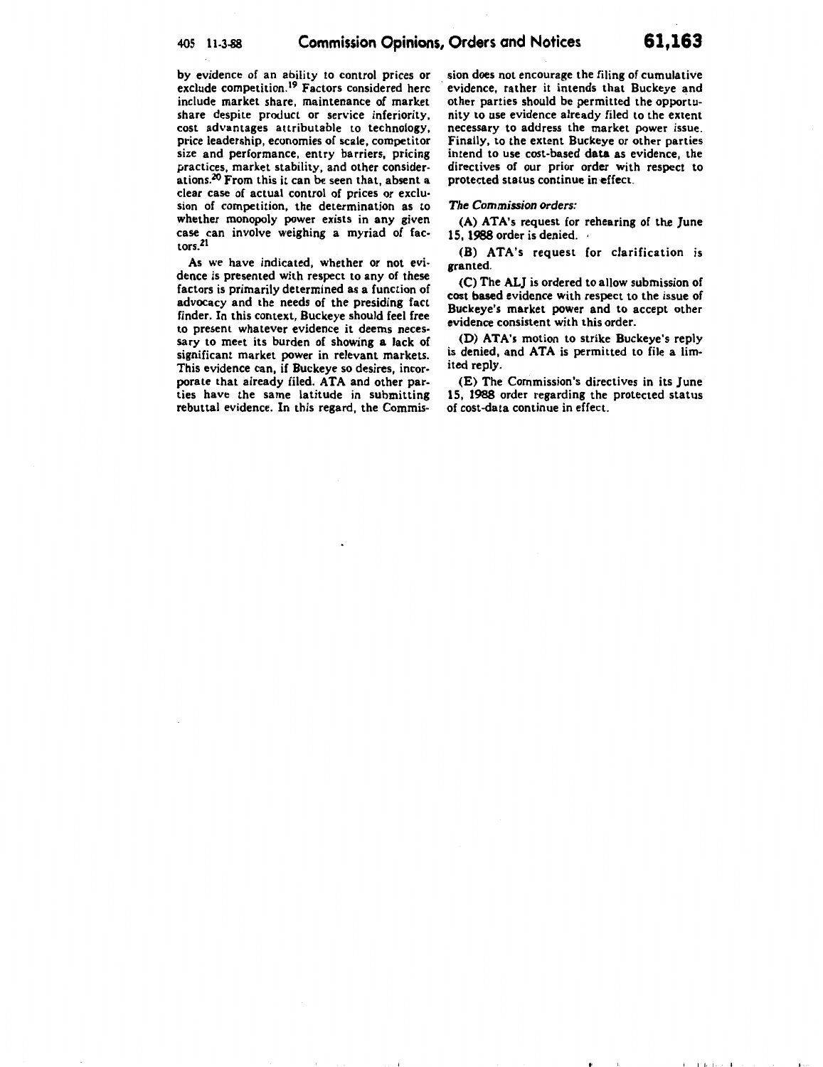by evidence of an ability to control prices or exclude competition.[19] Factors considered here include market share, maintenance of market share despite product or service inferiority, cost advantages attributable to technology, price leadership, economies of scale, competitor size and performance, entry barriers, pricing practices, market stability, and other considerations.[20] From this it can be seen that, absent a clear case of actual control of prices or exclusion of competition, the determination as to whether monopoly power exists in any given case can involve weighing a myriad of factors.[21]

As we have indicated, whether or not evidence is presented with respect to any of these factors is primarily determined as a function of advocacy and the needs of the presiding fact finder. In this context, Buckeye should feel free to present whatever evidence it deems necessary to meet its burden of showing a lack of significant market power in relevant markets. This evidence can, if Buckeye so desires, incorporate that already filed. ATA and other parties have the same latitude in submitting rebuttal evidence. In this regard, the Commission does not encourage the filing of cumulative evidence, rather it intends that Buckeye and other parties should be permitted the opportunity to use evidence already filed to the extent necessary to address the market power issue. Finally, to the extent Buckeye or other parties intend to use cost-based data as evidence, the directives of our prior order with respect to protected status continue in effect.

*The Commission orders:*

(A) ATA's request for rehearing of the June 15, 1988 order is denied.

(B) ATA's request for clarification is granted.

(C) The ALJ is ordered to allow submission of cost based evidence with respect to the issue of Buckeye's market power and to accept other evidence consistent with this order.

(D) ATA's motion to strike Buckeye's reply is denied, and ATA is permitted to file a limited reply.

(E) The Commission's directives in its June 15, 1988 order regarding the protected status of cost-data continue in effect.